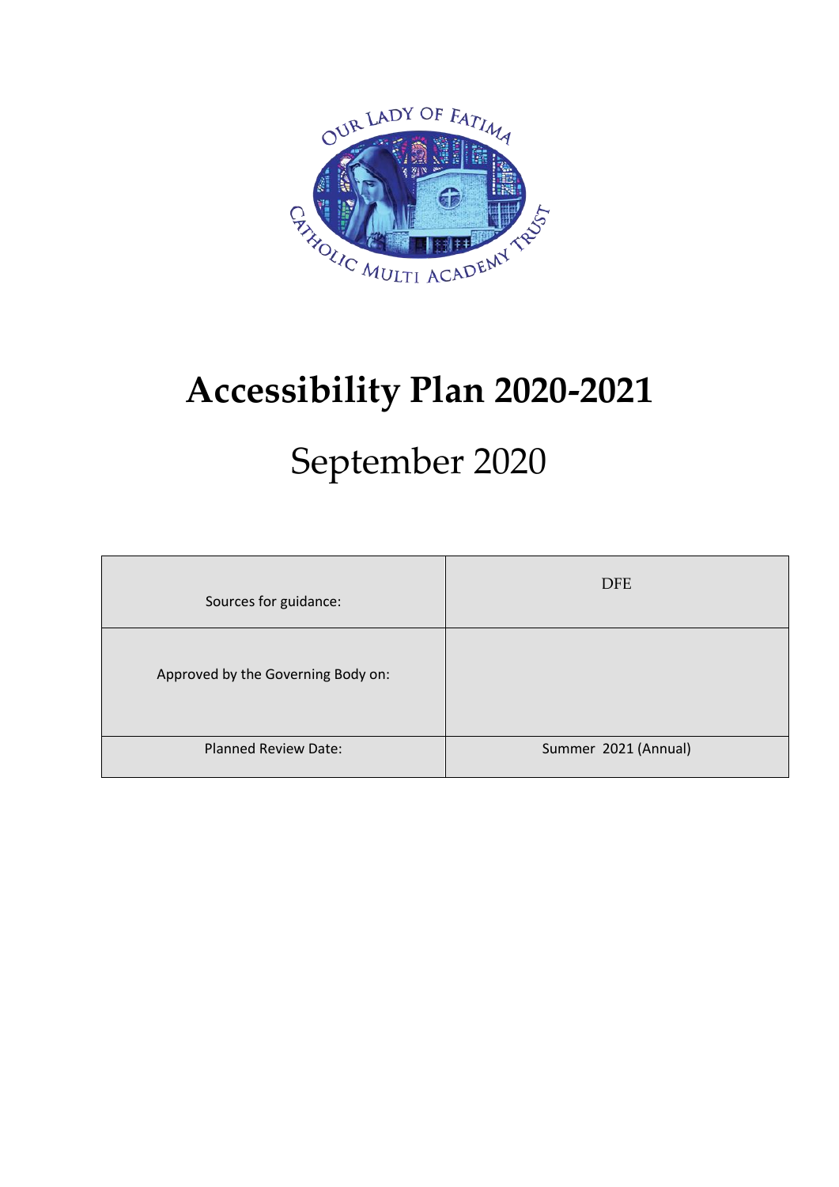# Accessibility Plan 2020-2021

## September 2020

| Sources for guidance: | DFE |
|---|---|
| Approved by the Governing Body on: | |
| Planned Review Date: | Summer 2021 (Annual) |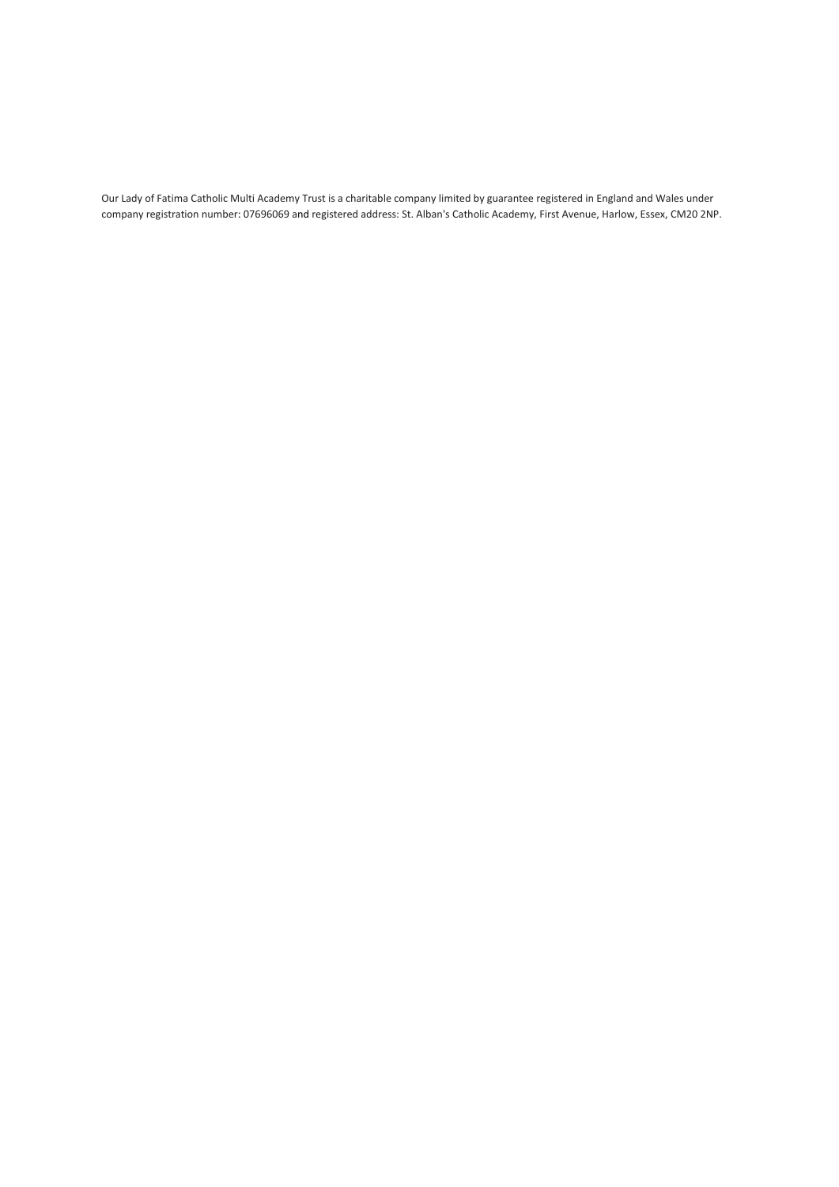Our Lady of Fatima Catholic Multi Academy Trust is a charitable company limited by guarantee registered in England and Wales under company registration number: 07696069 and registered address: St. Alban's Catholic Academy, First Avenue, Harlow, Essex, CM20 2NP.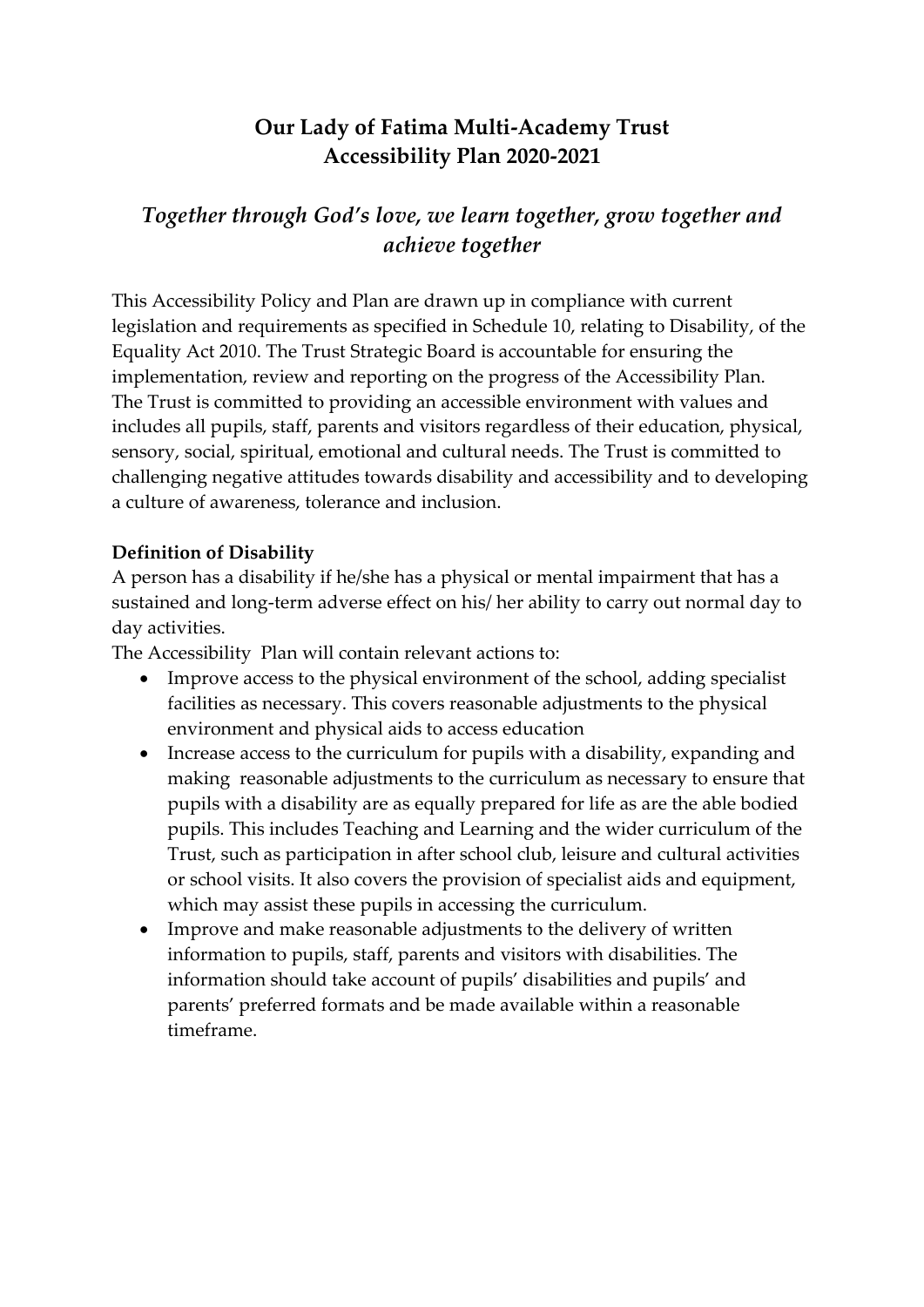# Our Lady of Fatima Multi-Academy Trust
# Accessibility Plan 2020-2021

## *Together through God's love, we learn together, grow together and achieve together*

This Accessibility Policy and Plan are drawn up in compliance with current legislation and requirements as specified in Schedule 10, relating to Disability, of the Equality Act 2010. The Trust Strategic Board is accountable for ensuring the implementation, review and reporting on the progress of the Accessibility Plan. The Trust is committed to providing an accessible environment with values and includes all pupils, staff, parents and visitors regardless of their education, physical, sensory, social, spiritual, emotional and cultural needs. The Trust is committed to challenging negative attitudes towards disability and accessibility and to developing a culture of awareness, tolerance and inclusion.

**Definition of Disability**

A person has a disability if he/she has a physical or mental impairment that has a sustained and long-term adverse effect on his/ her ability to carry out normal day to day activities.

The Accessibility Plan will contain relevant actions to:

- Improve access to the physical environment of the school, adding specialist facilities as necessary. This covers reasonable adjustments to the physical environment and physical aids to access education
- Increase access to the curriculum for pupils with a disability, expanding and making reasonable adjustments to the curriculum as necessary to ensure that pupils with a disability are as equally prepared for life as are the able bodied pupils. This includes Teaching and Learning and the wider curriculum of the Trust, such as participation in after school club, leisure and cultural activities or school visits. It also covers the provision of specialist aids and equipment, which may assist these pupils in accessing the curriculum.
- Improve and make reasonable adjustments to the delivery of written information to pupils, staff, parents and visitors with disabilities. The information should take account of pupils' disabilities and pupils' and parents' preferred formats and be made available within a reasonable timeframe.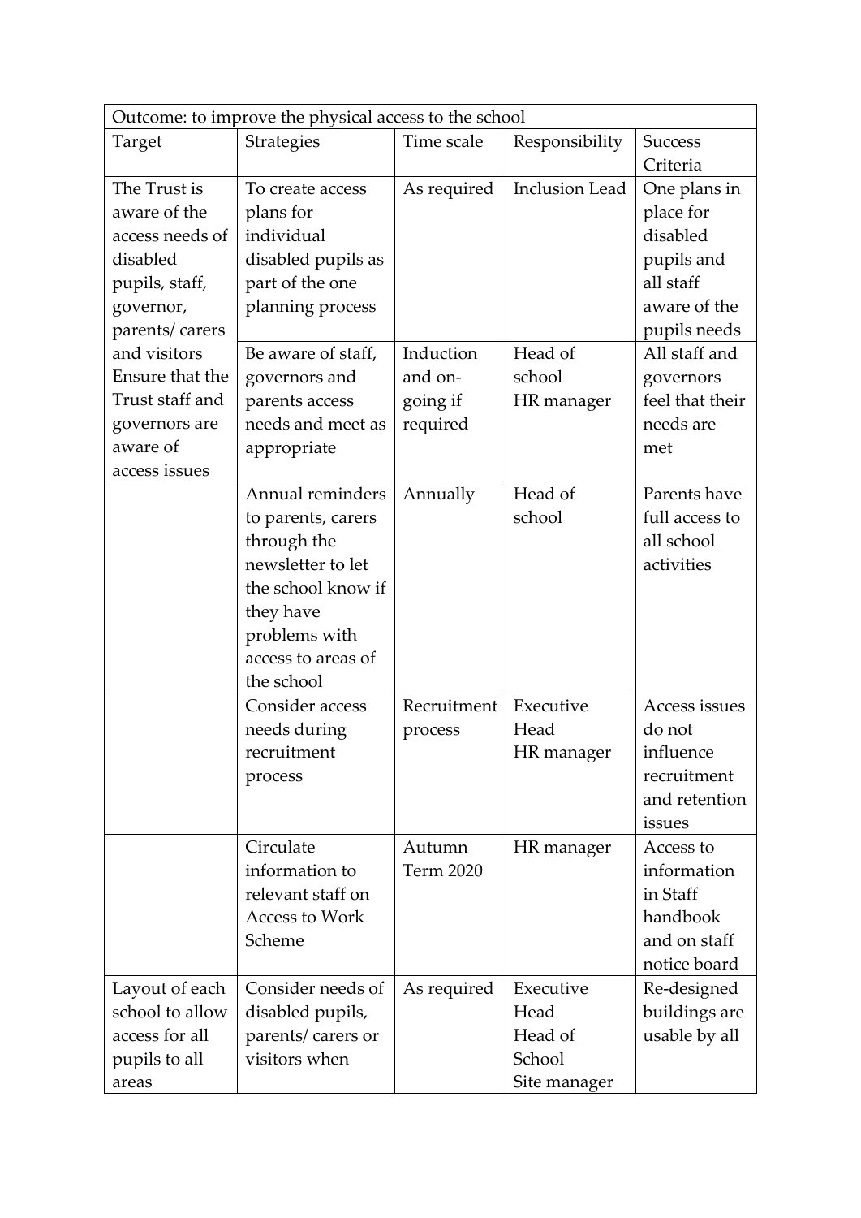| Outcome: to improve the physical access to the school | | | | |
|---|---|---|---|---|
| Target | Strategies | Time scale | Responsibility | Success Criteria |
| The Trust is aware of the access needs of disabled pupils, staff, governor, parents/ carers and visitors | To create access plans for individual disabled pupils as part of the one planning process | As required | Inclusion Lead | One plans in place for disabled pupils and all staff aware of the pupils needs |
| Ensure that the Trust staff and governors are aware of access issues | Be aware of staff, governors and parents access needs and meet as appropriate | Induction and on-going if required | Head of school HR manager | All staff and governors feel that their needs are met |
| | Annual reminders to parents, carers through the newsletter to let the school know if they have problems with access to areas of the school | Annually | Head of school | Parents have full access to all school activities |
| | Consider access needs during recruitment process | Recruitment process | Executive Head HR manager | Access issues do not influence recruitment and retention issues |
| | Circulate information to relevant staff on Access to Work Scheme | Autumn Term 2020 | HR manager | Access to information in Staff handbook and on staff notice board |
| Layout of each school to allow access for all pupils to all areas | Consider needs of disabled pupils, parents/ carers or visitors when | As required | Executive Head Head of School Site manager | Re-designed buildings are usable by all |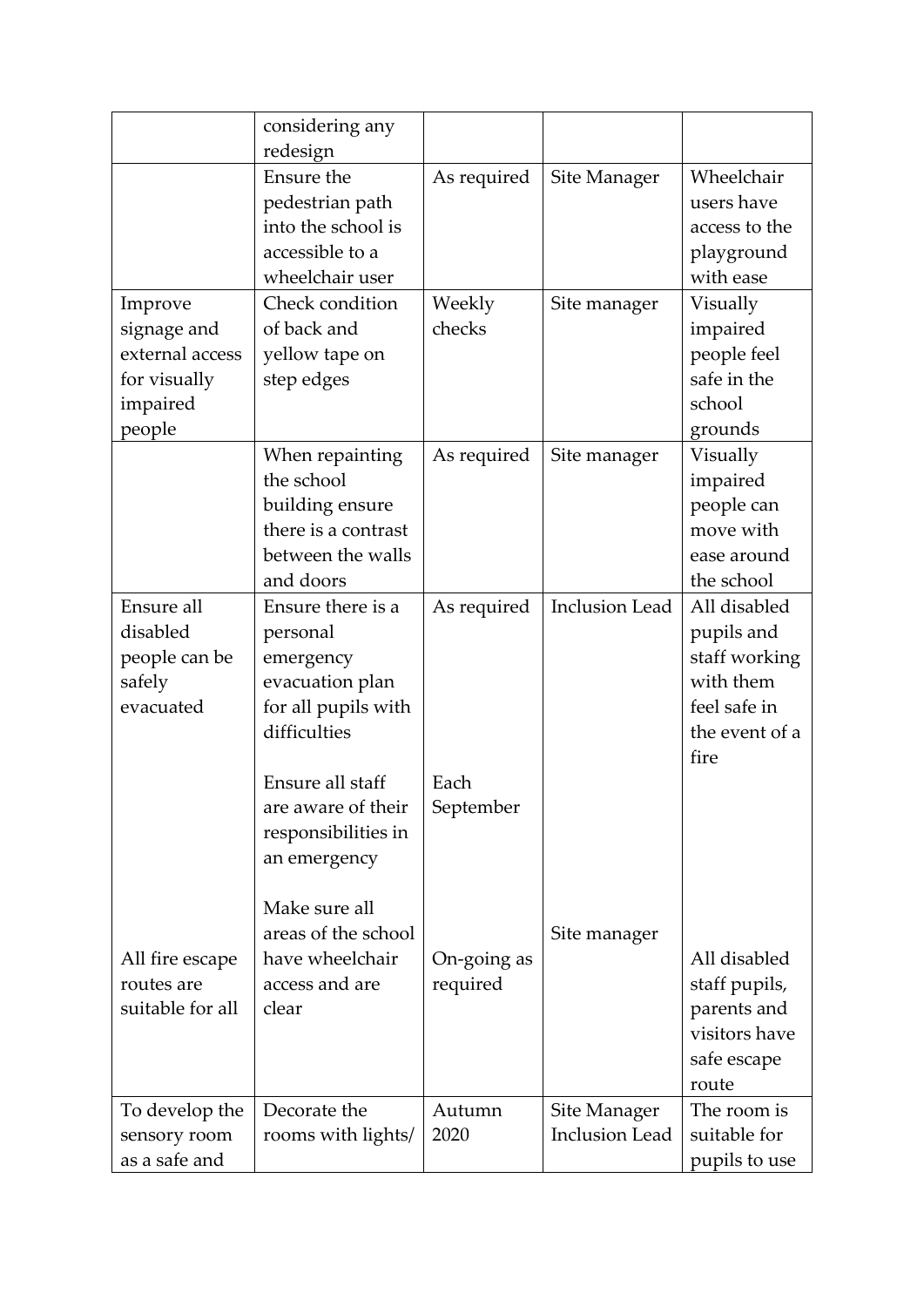| | | | | |
|---|---|---|---|---|
| | considering any redesign | | | |
| | Ensure the pedestrian path into the school is accessible to a wheelchair user | As required | Site Manager | Wheelchair users have access to the playground with ease |
| Improve signage and external access for visually impaired people | Check condition of back and yellow tape on step edges | Weekly checks | Site manager | Visually impaired people feel safe in the school grounds |
| | When repainting the school building ensure there is a contrast between the walls and doors | As required | Site manager | Visually impaired people can move with ease around the school |
| Ensure all disabled people can be safely evacuated | Ensure there is a personal emergency evacuation plan for all pupils with difficulties<br><br>Ensure all staff are aware of their responsibilities in an emergency | As required<br><br>Each September | Inclusion Lead | All disabled pupils and staff working with them feel safe in the event of a fire |
| All fire escape routes are suitable for all | Make sure all areas of the school have wheelchair access and are clear | On-going as required | Site manager | All disabled staff pupils, parents and visitors have safe escape route |
| To develop the sensory room as a safe and | Decorate the rooms with lights/ | Autumn 2020 | Site Manager Inclusion Lead | The room is suitable for pupils to use |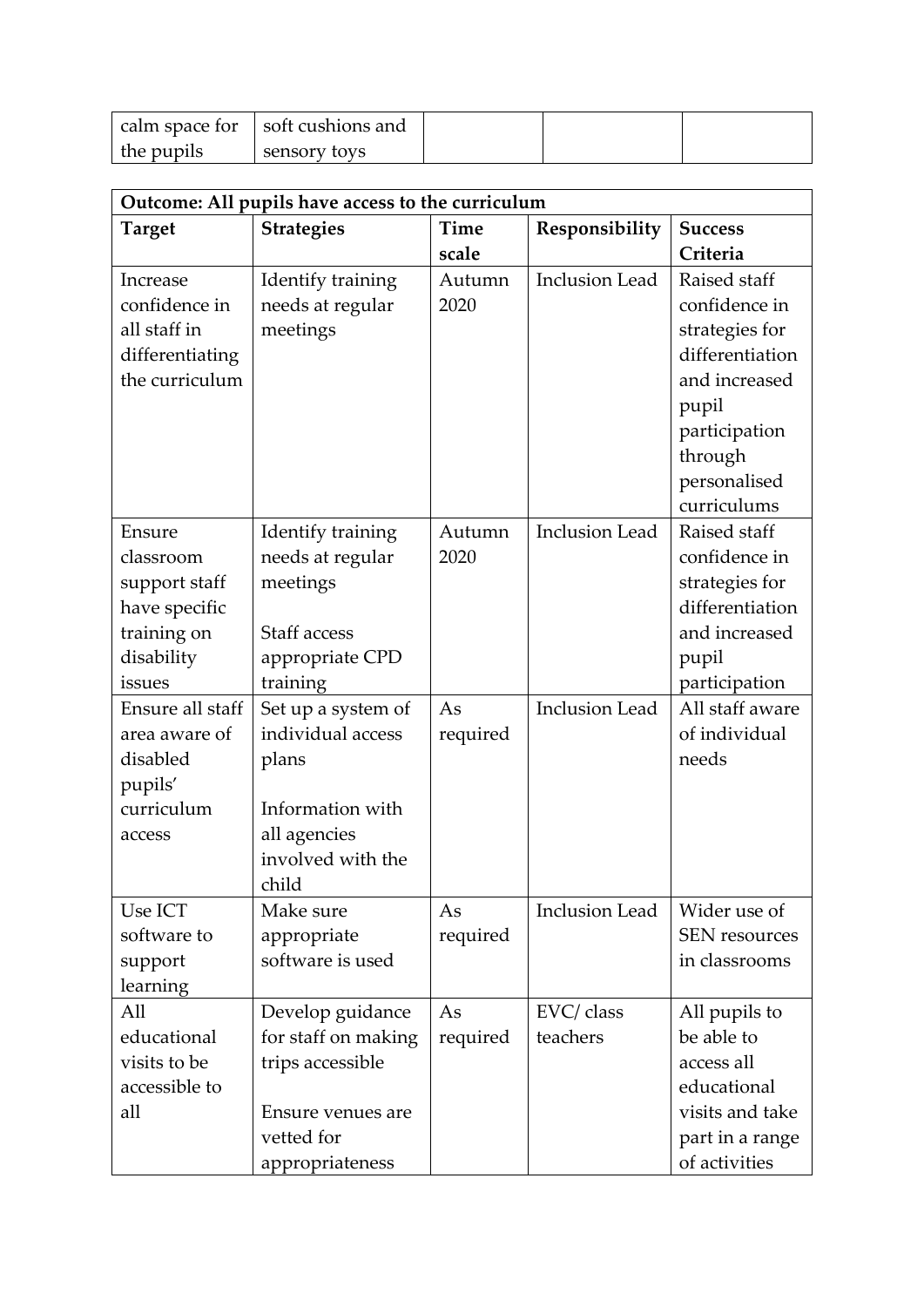| calm space for the pupils | soft cushions and sensory toys | | | |
|---|---|---|---|---|

| **Outcome: All pupils have access to the curriculum** | | | | |
|---|---|---|---|---|
| **Target** | **Strategies** | **Time scale** | **Responsibility** | **Success Criteria** |
| Increase confidence in all staff in differentiating the curriculum | Identify training needs at regular meetings | Autumn 2020 | Inclusion Lead | Raised staff confidence in strategies for differentiation and increased pupil participation through personalised curriculums |
| Ensure classroom support staff have specific training on disability issues | Identify training needs at regular meetings<br><br>Staff access appropriate CPD training | Autumn 2020 | Inclusion Lead | Raised staff confidence in strategies for differentiation and increased pupil participation |
| Ensure all staff area aware of disabled pupils' curriculum access | Set up a system of individual access plans<br><br>Information with all agencies involved with the child | As required | Inclusion Lead | All staff aware of individual needs |
| Use ICT software to support learning | Make sure appropriate software is used | As required | Inclusion Lead | Wider use of SEN resources in classrooms |
| All educational visits to be accessible to all | Develop guidance for staff on making trips accessible<br><br>Ensure venues are vetted for appropriateness | As required | EVC/ class teachers | All pupils to be able to access all educational visits and take part in a range of activities |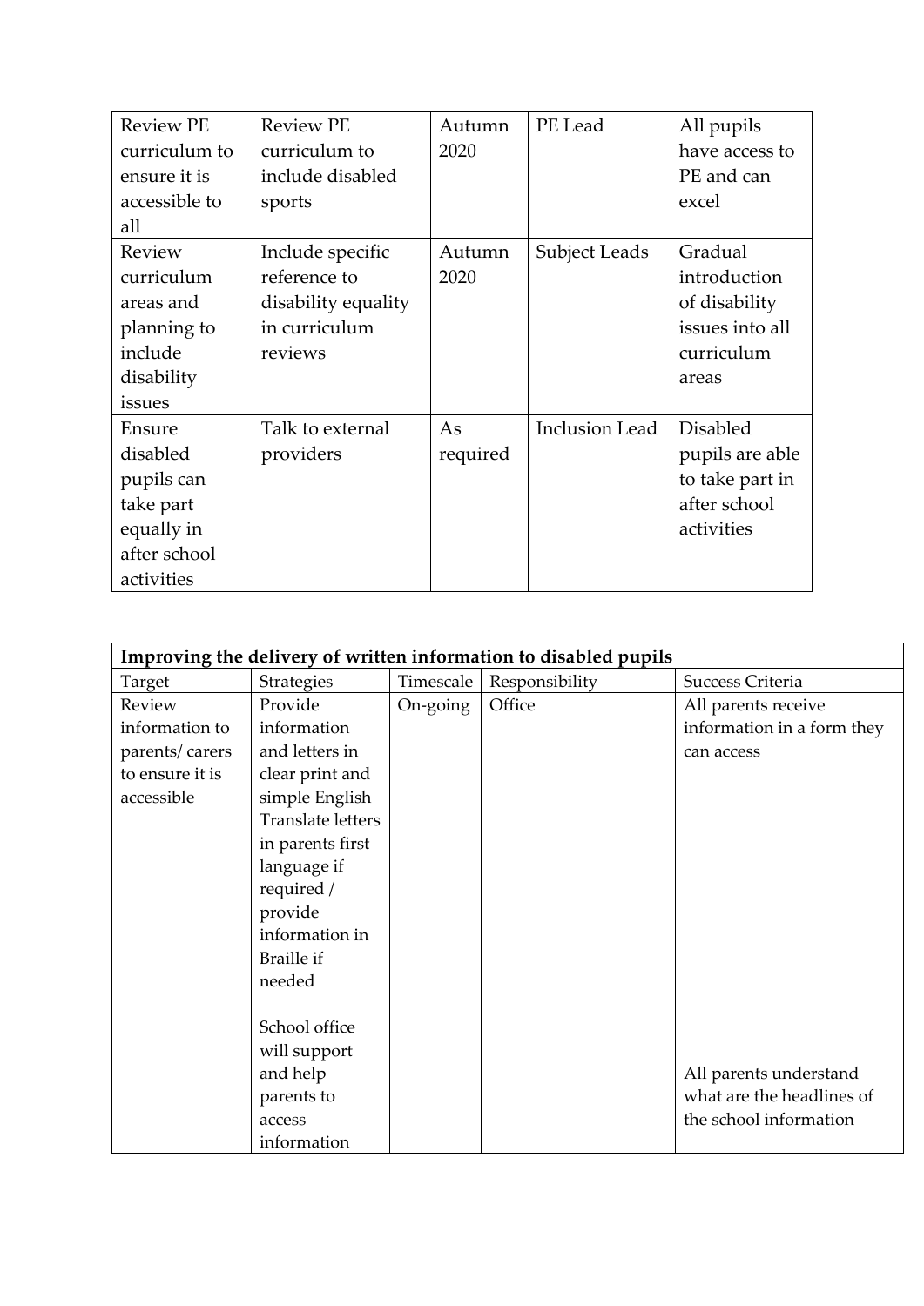| Review PE curriculum to ensure it is accessible to all | Review PE curriculum to include disabled sports | Autumn 2020 | PE Lead | All pupils have access to PE and can excel |
|---|---|---|---|---|
| Review curriculum areas and planning to include disability issues | Include specific reference to disability equality in curriculum reviews | Autumn 2020 | Subject Leads | Gradual introduction of disability issues into all curriculum areas |
| Ensure disabled pupils can take part equally in after school activities | Talk to external providers | As required | Inclusion Lead | Disabled pupils are able to take part in after school activities |

| **Improving the delivery of written information to disabled pupils** | | | | |
|---|---|---|---|---|
| Target | Strategies | Timescale | Responsibility | Success Criteria |
| Review information to parents/ carers to ensure it is accessible | Provide information and letters in clear print and simple English Translate letters in parents first language if required / provide information in Braille if needed<br><br>School office will support and help parents to access information | On-going | Office | All parents receive information in a form they can access<br><br>All parents understand what are the headlines of the school information |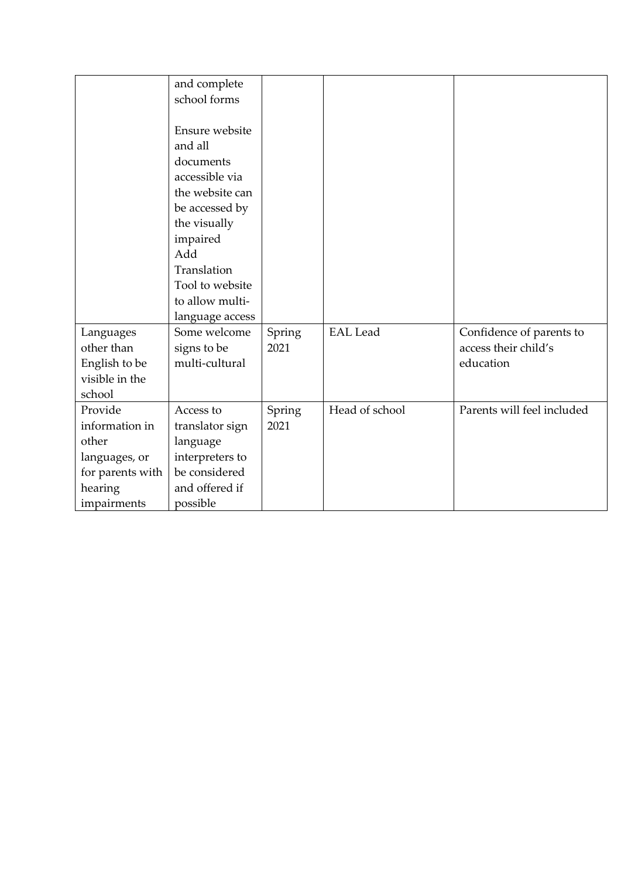| | | | | |
|---|---|---|---|---|
| | and complete school forms<br><br>Ensure website and all documents accessible via the website can be accessed by the visually impaired<br>Add Translation Tool to website to allow multi-language access | | | |
| Languages other than English to be visible in the school | Some welcome signs to be multi-cultural | Spring 2021 | EAL Lead | Confidence of parents to access their child's education |
| Provide information in other languages, or for parents with hearing impairments | Access to translator sign language interpreters to be considered and offered if possible | Spring 2021 | Head of school | Parents will feel included |